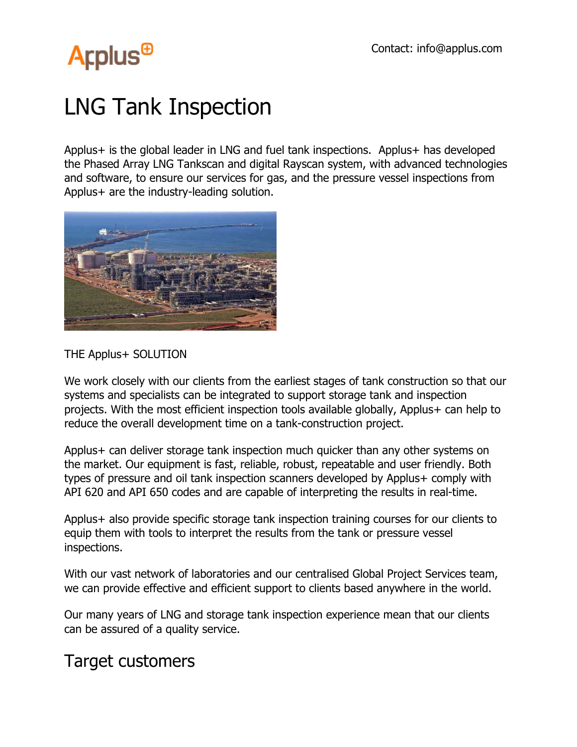Contact: info@applus.com

# LNG Tank Inspection

Applus+ is the global leader in LNG and fuel tank inspections. Applus+ has developed the Phased Array LNG Tankscan and digital Rayscan system, with advanced technologies and software, to ensure our services for gas, and the pressure vessel inspections from Applus+ are the industry-leading solution.

THE Applus+ SOLUTION

We work closely with our clients from the earliest stages of tank construction so that our systems and specialists can be integrated to support storage tank and inspection projects. With the most efficient inspection tools available globally, Applus+ can help to reduce the overall development time on a tank-construction project.

Applus+ can deliver storage tank inspection much quicker than any other systems on the market. Our equipment is fast, reliable, robust, repeatable and user friendly. Both types of pressure and oil tank inspection scanners developed by Applus+ comply with API 620 and API 650 codes and are capable of interpreting the results in real-time.

Applus+ also provide specific storage tank inspection training courses for our clients to equip them with tools to interpret the results from the tank or pressure vessel inspections.

With our vast network of laboratories and our centralised Global Project Services team, we can provide effective and efficient support to clients based anywhere in the world.

Our many years of LNG and storage tank inspection experience mean that our clients can be assured of a quality service.

## Target customers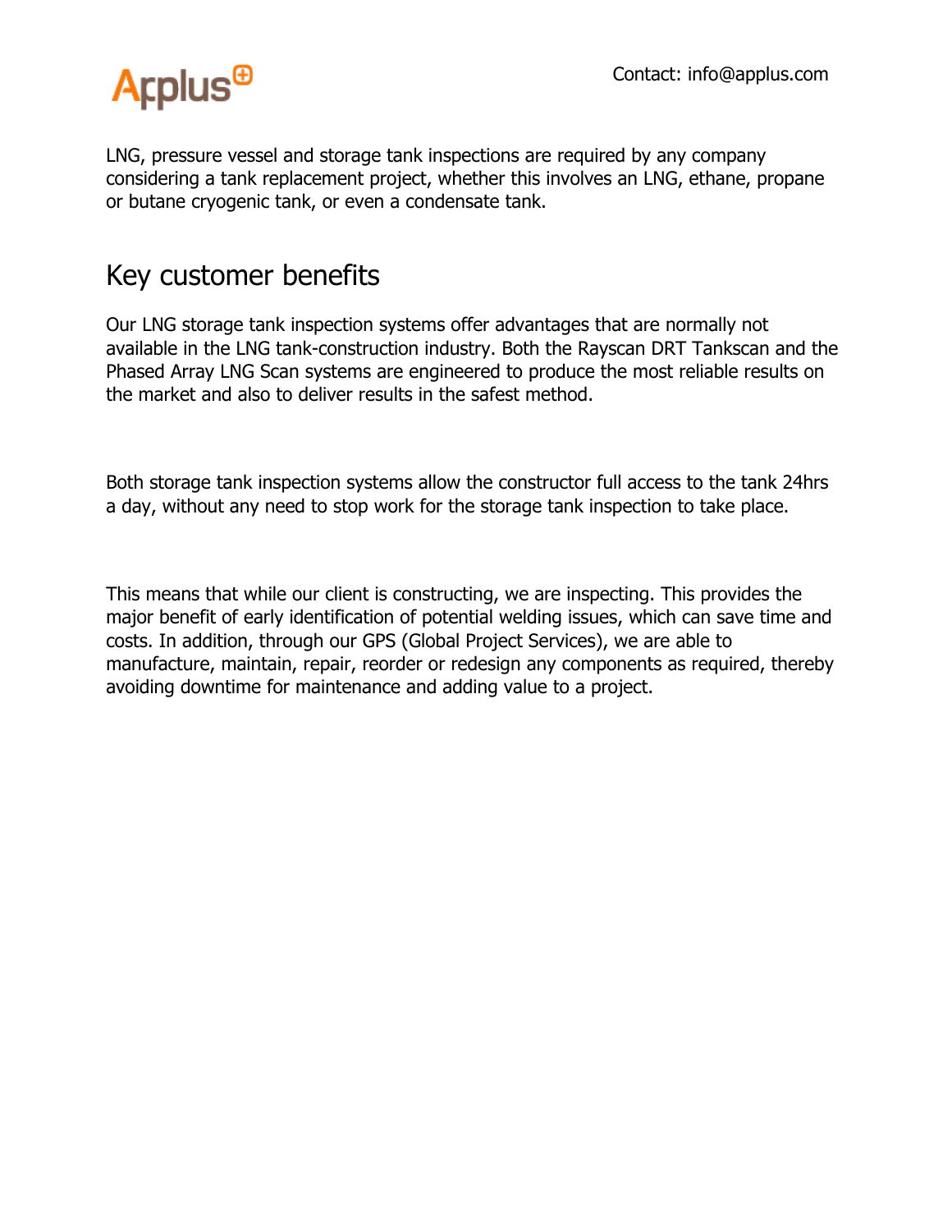LNG, pressure vessel and storage tank inspections are required by any company considering a tank replacement project, whether this involves an LNG, ethane, propane or butane cryogenic tank, or even a condensate tank.

## Key customer benefits

Our LNG storage tank inspection systems offer advantages that are normally not available in the LNG tank-construction industry. Both the Rayscan DRT Tankscan and the Phased Array LNG Scan systems are engineered to produce the most reliable results on the market and also to deliver results in the safest method.

Both storage tank inspection systems allow the constructor full access to the tank 24hrs a day, without any need to stop work for the storage tank inspection to take place.

This means that while our client is constructing, we are inspecting. This provides the major benefit of early identification of potential welding issues, which can save time and costs. In addition, through our GPS (Global Project Services), we are able to manufacture, maintain, repair, reorder or redesign any components as required, thereby avoiding downtime for maintenance and adding value to a project.